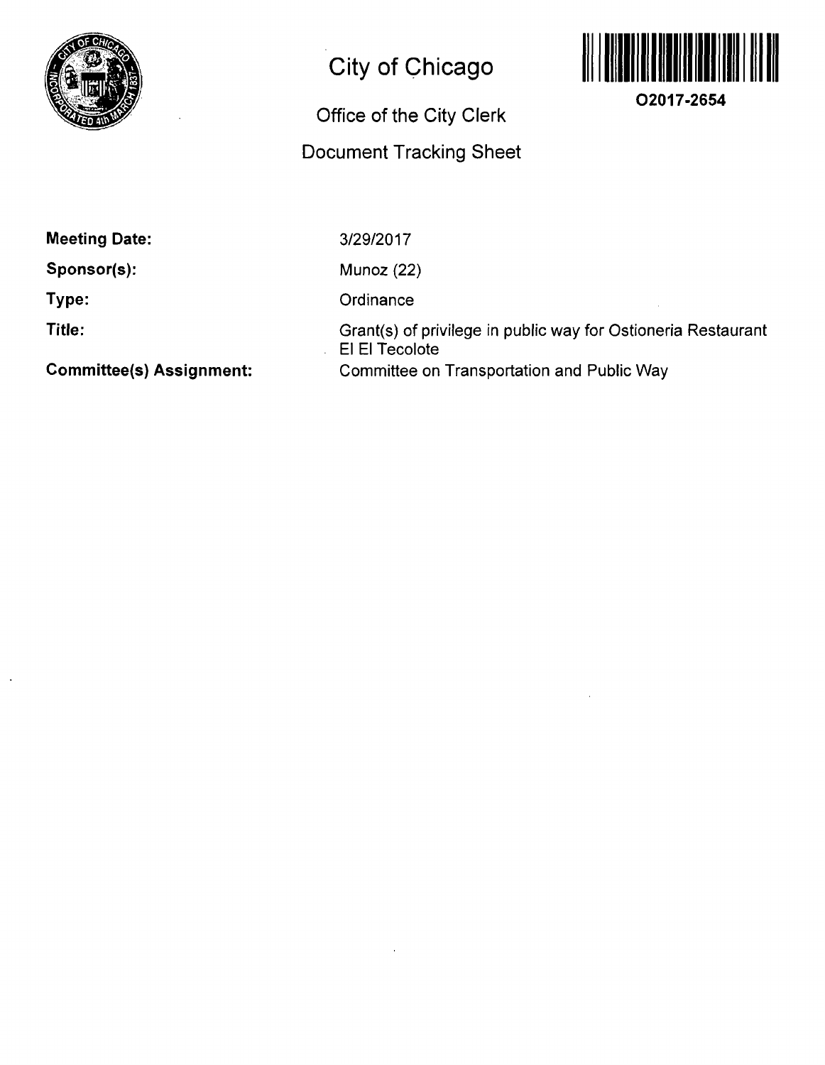# City of Chicago

## Office of the City Clerk

## Document Tracking Sheet

O2017-2654

**Meeting Date:** 3/29/2017

**Sponsor(s):** Munoz (22)

**Type:** Ordinance

**Title:** Grant(s) of privilege in public way for Ostioneria Restaurant El El Tecolote

**Committee(s) Assignment:** Committee on Transportation and Public Way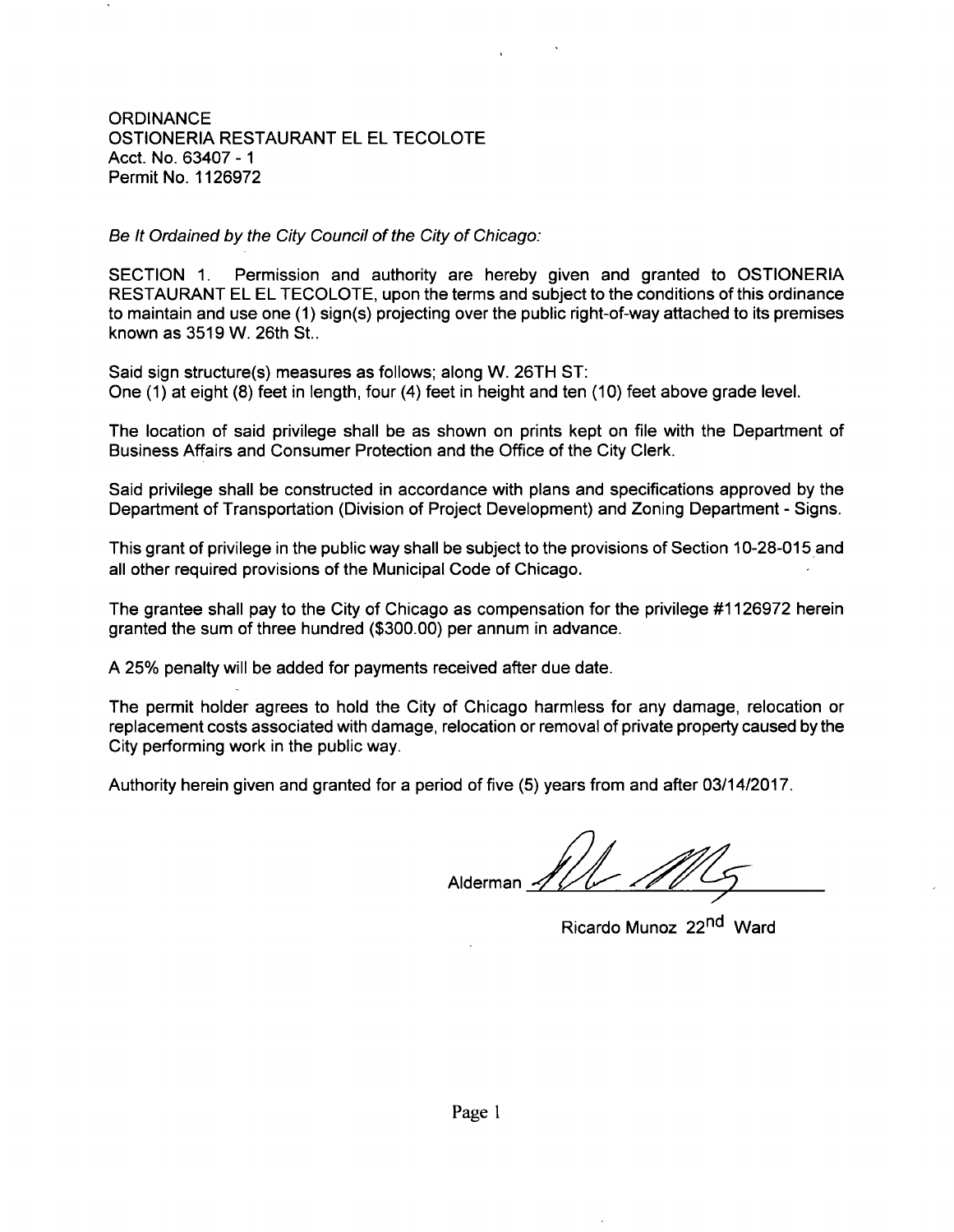ORDINANCE
OSTIONERIA RESTAURANT EL EL TECOLOTE
Acct. No. 63407 - 1
Permit No. 1126972

*Be It Ordained by the City Council of the City of Chicago:*

SECTION 1. Permission and authority are hereby given and granted to OSTIONERIA RESTAURANT EL EL TECOLOTE, upon the terms and subject to the conditions of this ordinance to maintain and use one (1) sign(s) projecting over the public right-of-way attached to its premises known as 3519 W. 26th St..

Said sign structure(s) measures as follows; along W. 26TH ST:
One (1) at eight (8) feet in length, four (4) feet in height and ten (10) feet above grade level.

The location of said privilege shall be as shown on prints kept on file with the Department of Business Affairs and Consumer Protection and the Office of the City Clerk.

Said privilege shall be constructed in accordance with plans and specifications approved by the Department of Transportation (Division of Project Development) and Zoning Department - Signs.

This grant of privilege in the public way shall be subject to the provisions of Section 10-28-015 and all other required provisions of the Municipal Code of Chicago.

The grantee shall pay to the City of Chicago as compensation for the privilege #1126972 herein granted the sum of three hundred ($300.00) per annum in advance.

A 25% penalty will be added for payments received after due date.

The permit holder agrees to hold the City of Chicago harmless for any damage, relocation or replacement costs associated with damage, relocation or removal of private property caused by the City performing work in the public way.

Authority herein given and granted for a period of five (5) years from and after 03/14/2017.

Alderman ______________________

Ricardo Munoz 22nd Ward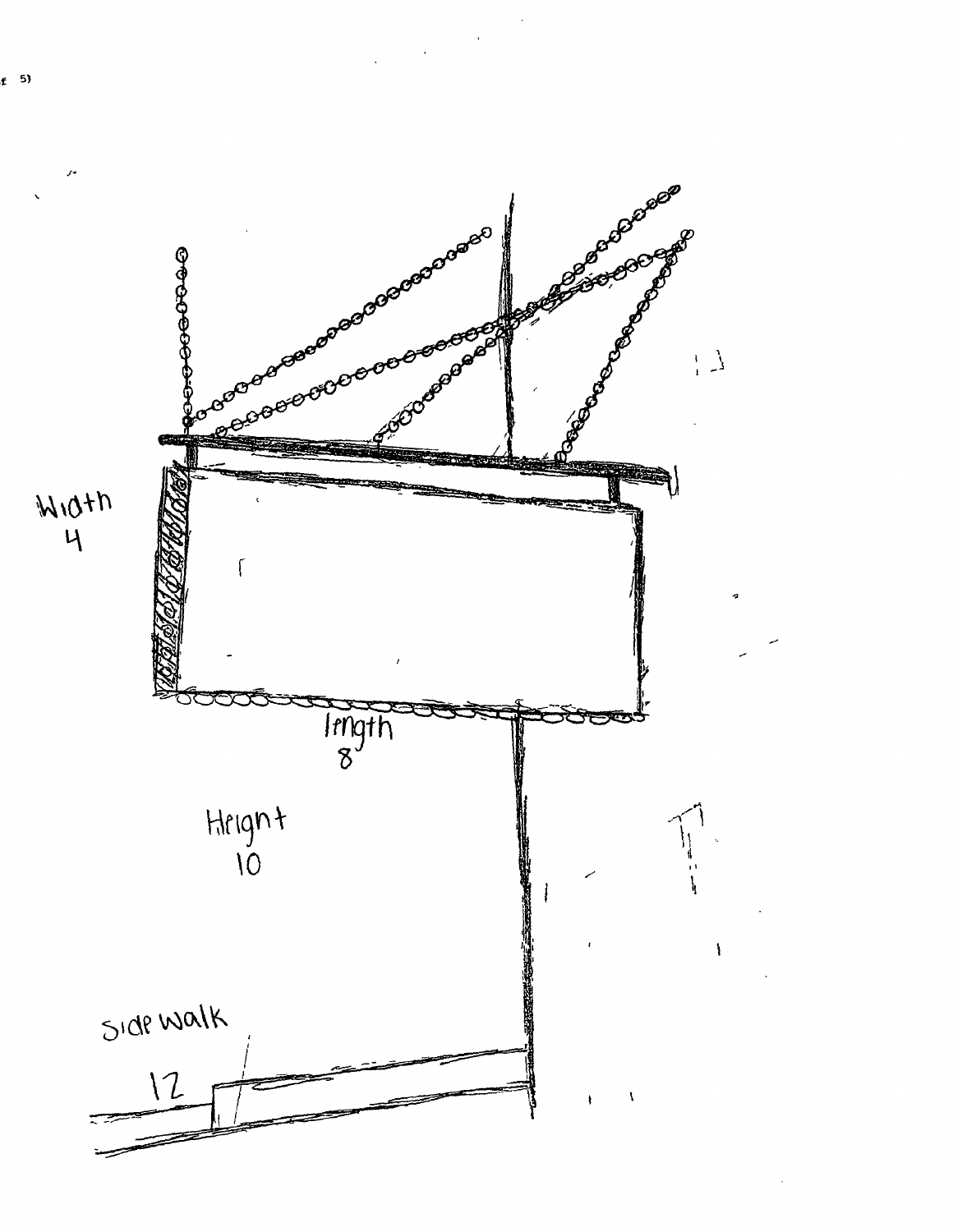Width
4

length
8

Height
10

Side walk
12